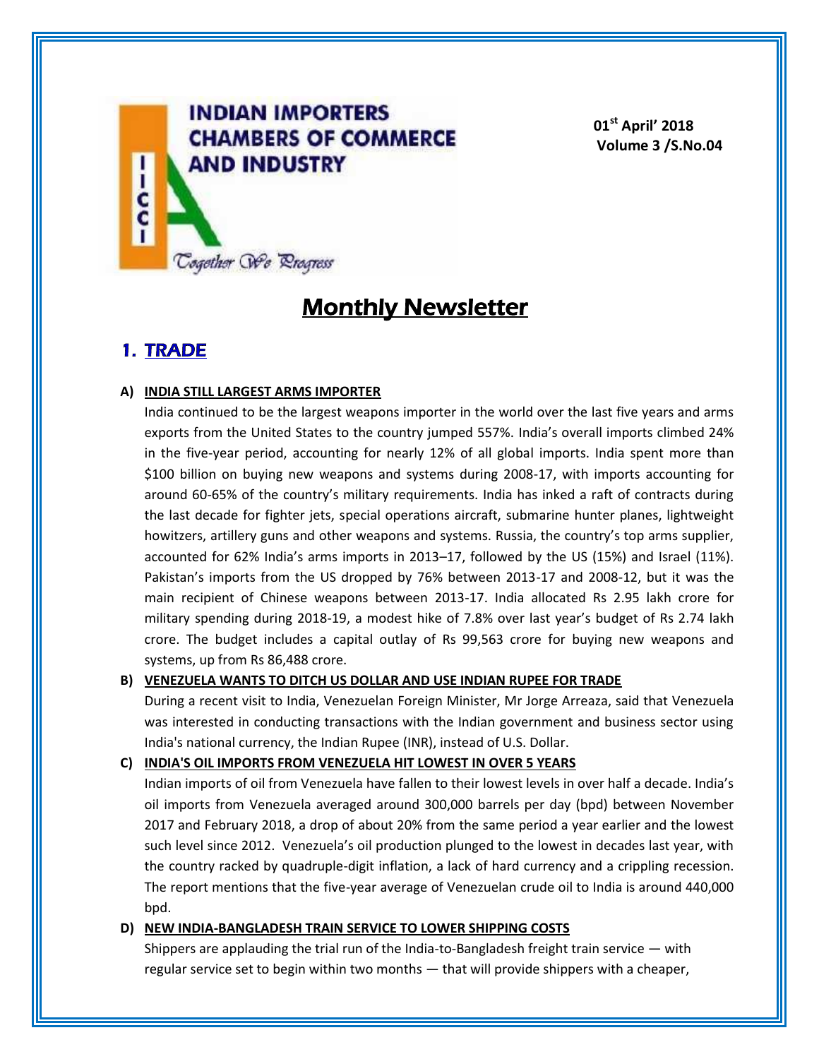INDIAN IMPORTERS CHAMBERS OF COMMERCE AND INDUSTRY

IICCI

*Together We Progress*

**01st April' 2018**
**Volume 3 /S.No.04**

# Monthly Newsletter

## 1. TRADE

### A) INDIA STILL LARGEST ARMS IMPORTER

India continued to be the largest weapons importer in the world over the last five years and arms exports from the United States to the country jumped 557%. India's overall imports climbed 24% in the five-year period, accounting for nearly 12% of all global imports. India spent more than $100 billion on buying new weapons and systems during 2008-17, with imports accounting for around 60-65% of the country's military requirements. India has inked a raft of contracts during the last decade for fighter jets, special operations aircraft, submarine hunter planes, lightweight howitzers, artillery guns and other weapons and systems. Russia, the country's top arms supplier, accounted for 62% India's arms imports in 2013–17, followed by the US (15%) and Israel (11%). Pakistan's imports from the US dropped by 76% between 2013-17 and 2008-12, but it was the main recipient of Chinese weapons between 2013-17. India allocated Rs 2.95 lakh crore for military spending during 2018-19, a modest hike of 7.8% over last year's budget of Rs 2.74 lakh crore. The budget includes a capital outlay of Rs 99,563 crore for buying new weapons and systems, up from Rs 86,488 crore.

### B) VENEZUELA WANTS TO DITCH US DOLLAR AND USE INDIAN RUPEE FOR TRADE

During a recent visit to India, Venezuelan Foreign Minister, Mr Jorge Arreaza, said that Venezuela was interested in conducting transactions with the Indian government and business sector using India's national currency, the Indian Rupee (INR), instead of U.S. Dollar.

### C) INDIA'S OIL IMPORTS FROM VENEZUELA HIT LOWEST IN OVER 5 YEARS

Indian imports of oil from Venezuela have fallen to their lowest levels in over half a decade. India's oil imports from Venezuela averaged around 300,000 barrels per day (bpd) between November 2017 and February 2018, a drop of about 20% from the same period a year earlier and the lowest such level since 2012. Venezuela's oil production plunged to the lowest in decades last year, with the country racked by quadruple-digit inflation, a lack of hard currency and a crippling recession. The report mentions that the five-year average of Venezuelan crude oil to India is around 440,000 bpd.

### D) NEW INDIA-BANGLADESH TRAIN SERVICE TO LOWER SHIPPING COSTS

Shippers are applauding the trial run of the India-to-Bangladesh freight train service — with regular service set to begin within two months — that will provide shippers with a cheaper,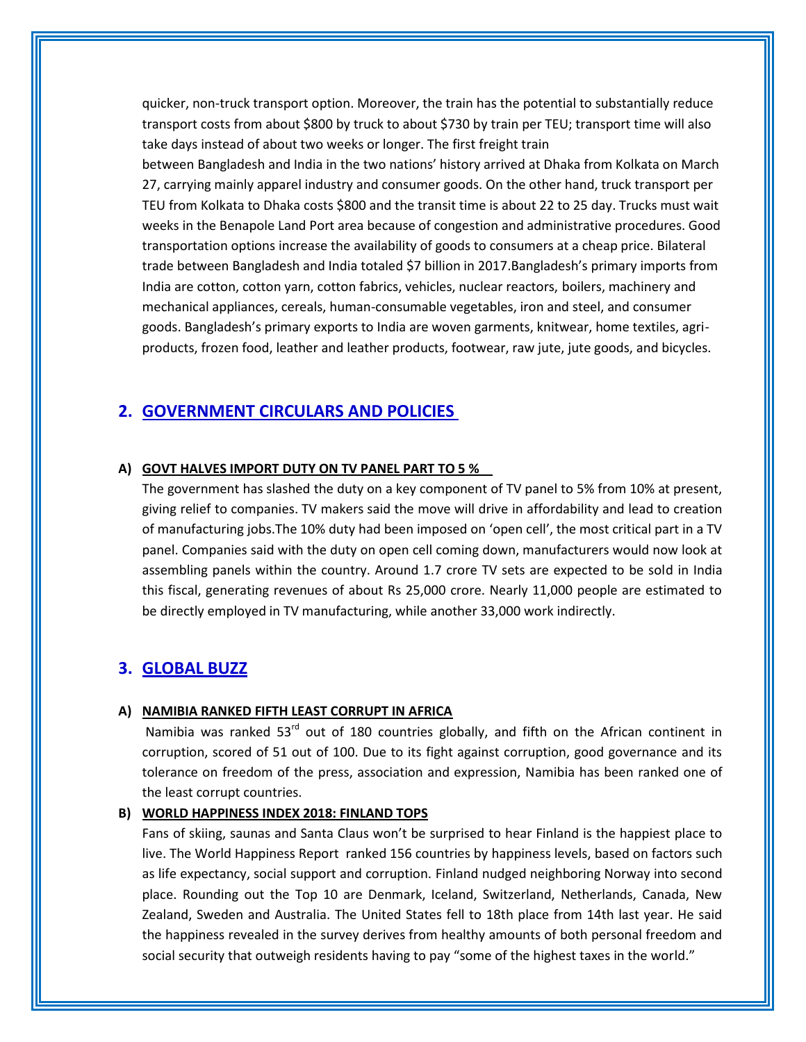quicker, non-truck transport option. Moreover, the train has the potential to substantially reduce transport costs from about $800 by truck to about $730 by train per TEU; transport time will also take days instead of about two weeks or longer. The first freight train between Bangladesh and India in the two nations' history arrived at Dhaka from Kolkata on March 27, carrying mainly apparel industry and consumer goods. On the other hand, truck transport per TEU from Kolkata to Dhaka costs $800 and the transit time is about 22 to 25 day. Trucks must wait weeks in the Benapole Land Port area because of congestion and administrative procedures. Good transportation options increase the availability of goods to consumers at a cheap price. Bilateral trade between Bangladesh and India totaled $7 billion in 2017.Bangladesh's primary imports from India are cotton, cotton yarn, cotton fabrics, vehicles, nuclear reactors, boilers, machinery and mechanical appliances, cereals, human-consumable vegetables, iron and steel, and consumer goods. Bangladesh's primary exports to India are woven garments, knitwear, home textiles, agri-products, frozen food, leather and leather products, footwear, raw jute, jute goods, and bicycles.

## 2. GOVERNMENT CIRCULARS AND POLICIES

### A) GOVT HALVES IMPORT DUTY ON TV PANEL PART TO 5 %

The government has slashed the duty on a key component of TV panel to 5% from 10% at present, giving relief to companies. TV makers said the move will drive in affordability and lead to creation of manufacturing jobs.The 10% duty had been imposed on 'open cell', the most critical part in a TV panel. Companies said with the duty on open cell coming down, manufacturers would now look at assembling panels within the country. Around 1.7 crore TV sets are expected to be sold in India this fiscal, generating revenues of about Rs 25,000 crore. Nearly 11,000 people are estimated to be directly employed in TV manufacturing, while another 33,000 work indirectly.

## 3. GLOBAL BUZZ

### A) NAMIBIA RANKED FIFTH LEAST CORRUPT IN AFRICA

Namibia was ranked 53rd out of 180 countries globally, and fifth on the African continent in corruption, scored of 51 out of 100. Due to its fight against corruption, good governance and its tolerance on freedom of the press, association and expression, Namibia has been ranked one of the least corrupt countries.

### B) WORLD HAPPINESS INDEX 2018: FINLAND TOPS

Fans of skiing, saunas and Santa Claus won't be surprised to hear Finland is the happiest place to live. The World Happiness Report ranked 156 countries by happiness levels, based on factors such as life expectancy, social support and corruption. Finland nudged neighboring Norway into second place. Rounding out the Top 10 are Denmark, Iceland, Switzerland, Netherlands, Canada, New Zealand, Sweden and Australia. The United States fell to 18th place from 14th last year. He said the happiness revealed in the survey derives from healthy amounts of both personal freedom and social security that outweigh residents having to pay "some of the highest taxes in the world."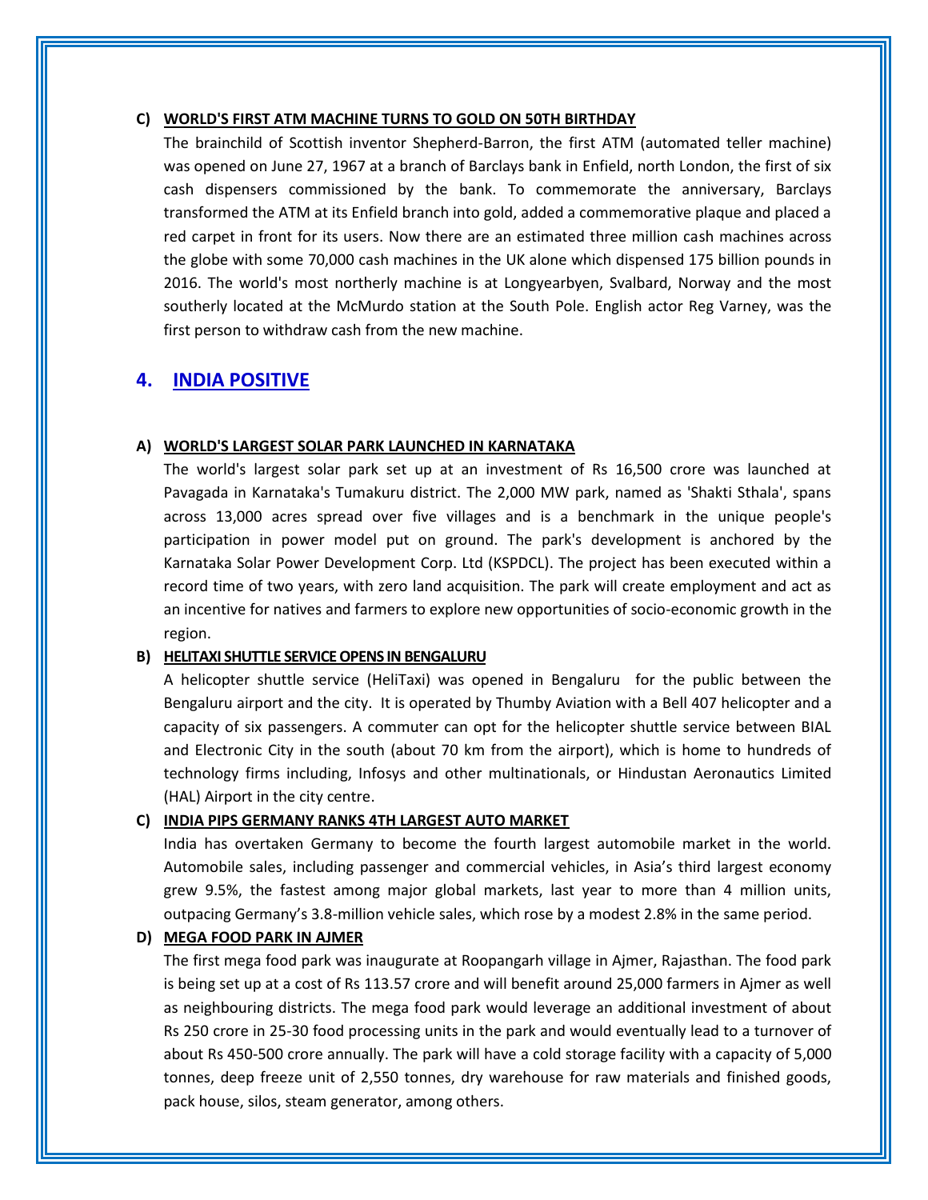### C) WORLD'S FIRST ATM MACHINE TURNS TO GOLD ON 50TH BIRTHDAY

The brainchild of Scottish inventor Shepherd-Barron, the first ATM (automated teller machine) was opened on June 27, 1967 at a branch of Barclays bank in Enfield, north London, the first of six cash dispensers commissioned by the bank. To commemorate the anniversary, Barclays transformed the ATM at its Enfield branch into gold, added a commemorative plaque and placed a red carpet in front for its users. Now there are an estimated three million cash machines across the globe with some 70,000 cash machines in the UK alone which dispensed 175 billion pounds in 2016. The world's most northerly machine is at Longyearbyen, Svalbard, Norway and the most southerly located at the McMurdo station at the South Pole. English actor Reg Varney, was the first person to withdraw cash from the new machine.

## 4. INDIA POSITIVE

### A) WORLD'S LARGEST SOLAR PARK LAUNCHED IN KARNATAKA

The world's largest solar park set up at an investment of Rs 16,500 crore was launched at Pavagada in Karnataka's Tumakuru district. The 2,000 MW park, named as 'Shakti Sthala', spans across 13,000 acres spread over five villages and is a benchmark in the unique people's participation in power model put on ground. The park's development is anchored by the Karnataka Solar Power Development Corp. Ltd (KSPDCL). The project has been executed within a record time of two years, with zero land acquisition. The park will create employment and act as an incentive for natives and farmers to explore new opportunities of socio-economic growth in the region.

### B) HELITAXI SHUTTLE SERVICE OPENS IN BENGALURU

A helicopter shuttle service (HeliTaxi) was opened in Bengaluru for the public between the Bengaluru airport and the city. It is operated by Thumby Aviation with a Bell 407 helicopter and a capacity of six passengers. A commuter can opt for the helicopter shuttle service between BIAL and Electronic City in the south (about 70 km from the airport), which is home to hundreds of technology firms including, Infosys and other multinationals, or Hindustan Aeronautics Limited (HAL) Airport in the city centre.

### C) INDIA PIPS GERMANY RANKS 4TH LARGEST AUTO MARKET

India has overtaken Germany to become the fourth largest automobile market in the world. Automobile sales, including passenger and commercial vehicles, in Asia's third largest economy grew 9.5%, the fastest among major global markets, last year to more than 4 million units, outpacing Germany's 3.8-million vehicle sales, which rose by a modest 2.8% in the same period.

### D) MEGA FOOD PARK IN AJMER

The first mega food park was inaugurate at Roopangarh village in Ajmer, Rajasthan. The food park is being set up at a cost of Rs 113.57 crore and will benefit around 25,000 farmers in Ajmer as well as neighbouring districts. The mega food park would leverage an additional investment of about Rs 250 crore in 25-30 food processing units in the park and would eventually lead to a turnover of about Rs 450-500 crore annually. The park will have a cold storage facility with a capacity of 5,000 tonnes, deep freeze unit of 2,550 tonnes, dry warehouse for raw materials and finished goods, pack house, silos, steam generator, among others.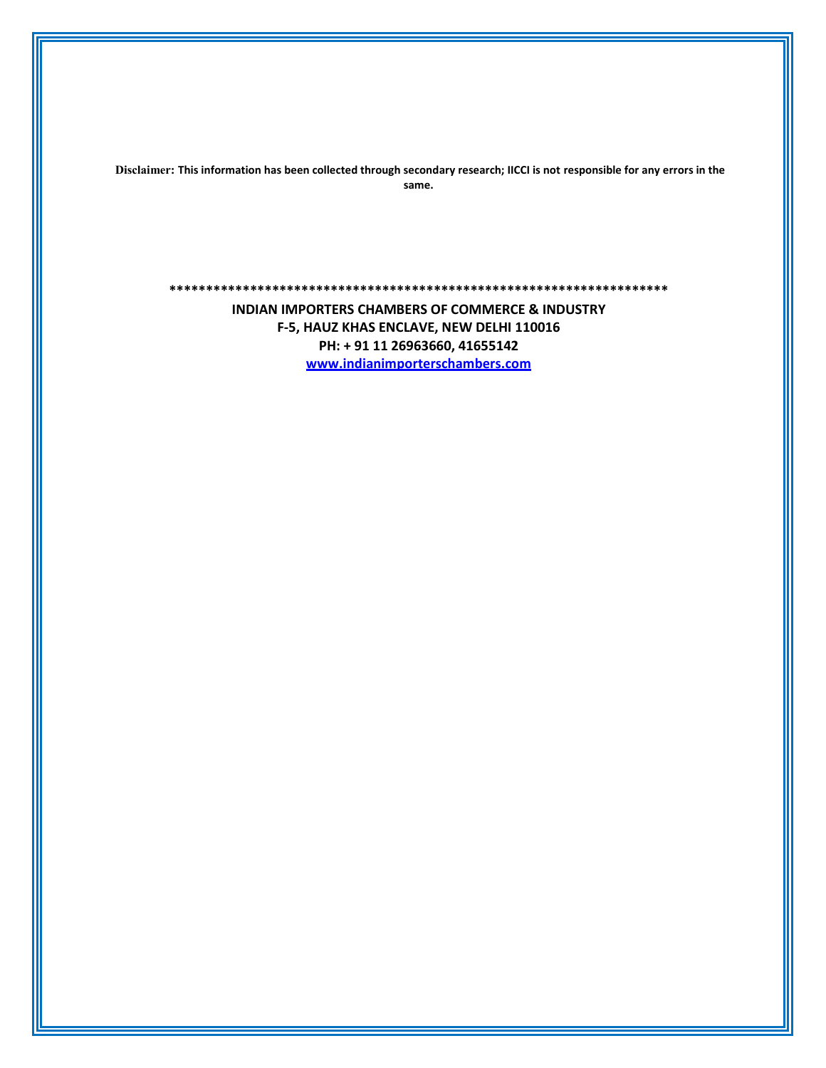**Disclaimer:** This information has been collected through secondary research; IICCI is not responsible for any errors in the same.

**********************************************************************

**INDIAN IMPORTERS CHAMBERS OF COMMERCE & INDUSTRY**
**F-5, HAUZ KHAS ENCLAVE, NEW DELHI 110016**
**PH: + 91 11 26963660, 41655142**
**www.indianimporterschambers.com**